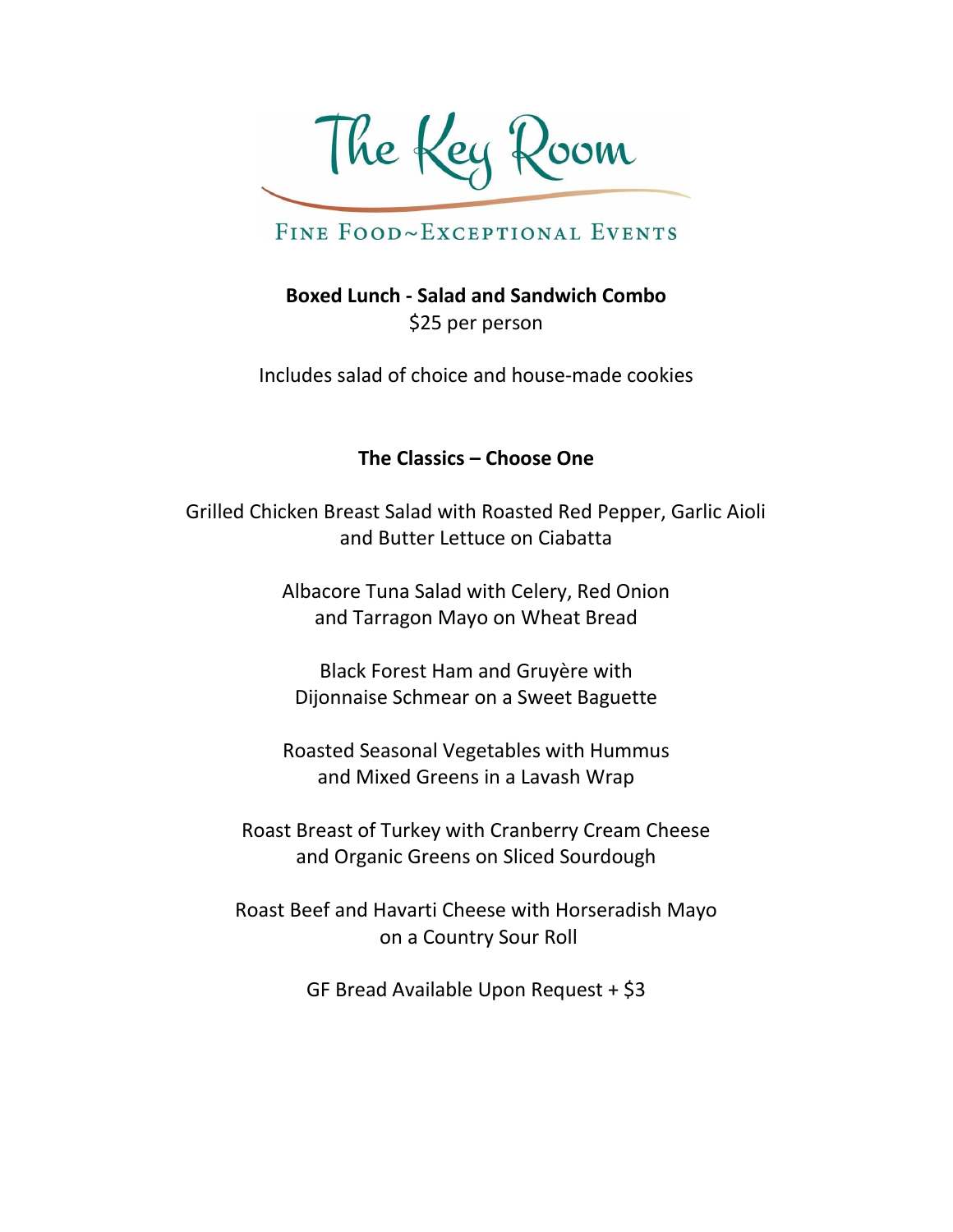# The Key Room

FINE FOOD~EXCEPTIONAL EVENTS

**Boxed Lunch - Salad and Sandwich Combo**
$25 per person

Includes salad of choice and house-made cookies

**The Classics – Choose One**

Grilled Chicken Breast Salad with Roasted Red Pepper, Garlic Aioli and Butter Lettuce on Ciabatta

Albacore Tuna Salad with Celery, Red Onion and Tarragon Mayo on Wheat Bread

Black Forest Ham and Gruyère with Dijonnaise Schmear on a Sweet Baguette

Roasted Seasonal Vegetables with Hummus and Mixed Greens in a Lavash Wrap

Roast Breast of Turkey with Cranberry Cream Cheese and Organic Greens on Sliced Sourdough

Roast Beef and Havarti Cheese with Horseradish Mayo on a Country Sour Roll

GF Bread Available Upon Request + $3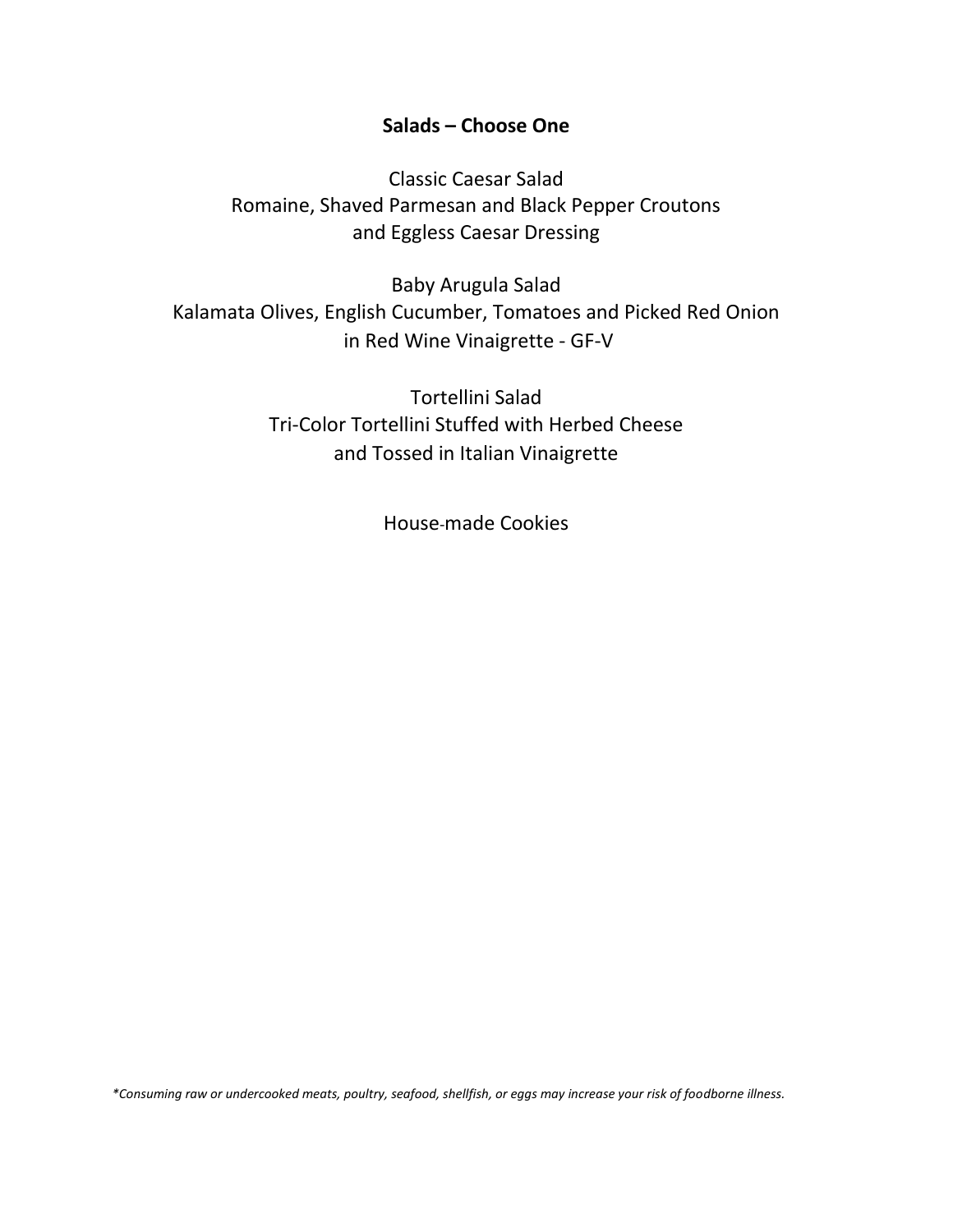**Salads – Choose One**

Classic Caesar Salad
Romaine, Shaved Parmesan and Black Pepper Croutons
and Eggless Caesar Dressing

Baby Arugula Salad
Kalamata Olives, English Cucumber, Tomatoes and Picked Red Onion
in Red Wine Vinaigrette - GF-V

Tortellini Salad
Tri-Color Tortellini Stuffed with Herbed Cheese
and Tossed in Italian Vinaigrette

House-made Cookies

*\*Consuming raw or undercooked meats, poultry, seafood, shellfish, or eggs may increase your risk of foodborne illness.*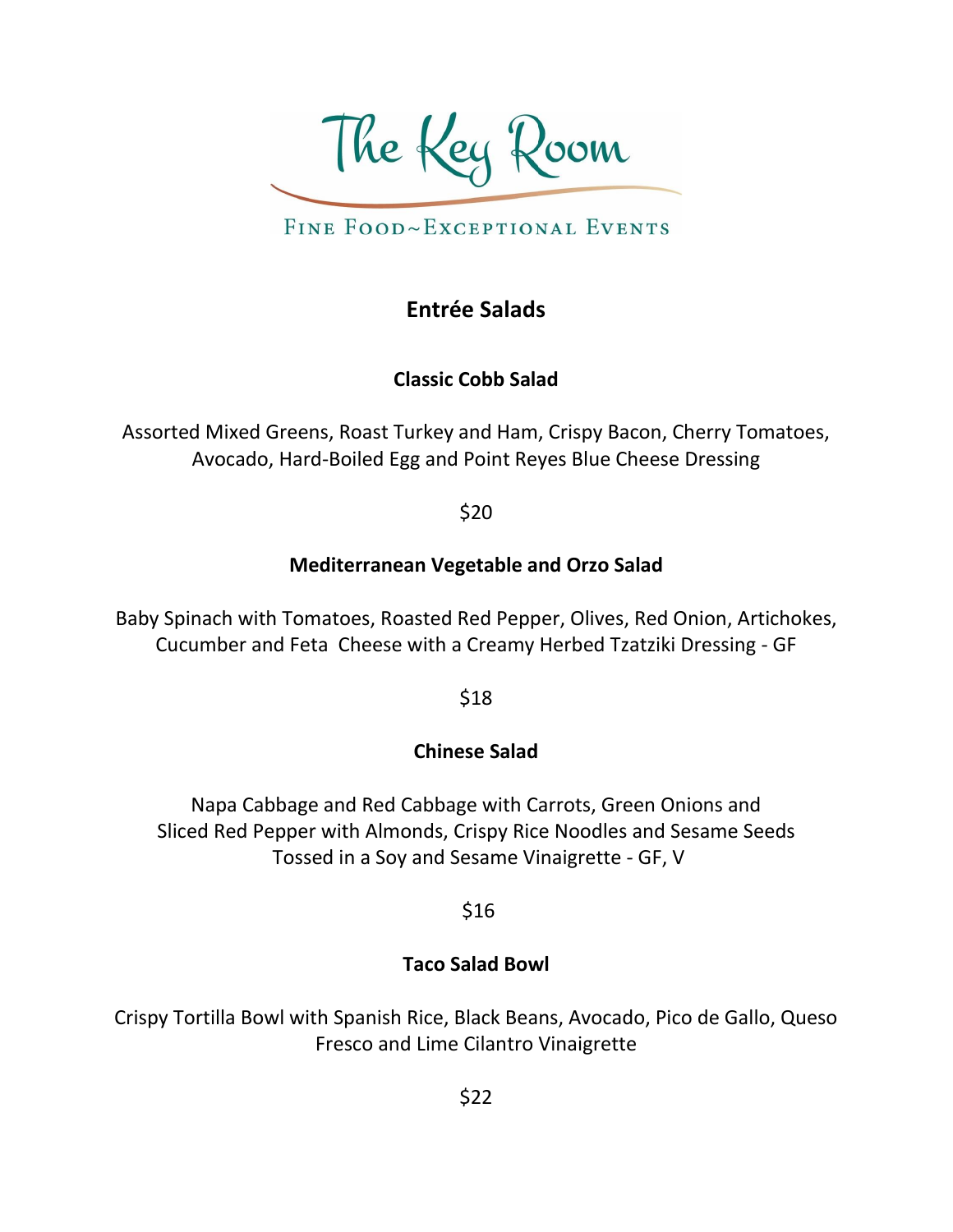# The Key Room

FINE FOOD~EXCEPTIONAL EVENTS

## Entrée Salads

### Classic Cobb Salad

Assorted Mixed Greens, Roast Turkey and Ham, Crispy Bacon, Cherry Tomatoes, Avocado, Hard-Boiled Egg and Point Reyes Blue Cheese Dressing

$20

### Mediterranean Vegetable and Orzo Salad

Baby Spinach with Tomatoes, Roasted Red Pepper, Olives, Red Onion, Artichokes, Cucumber and Feta Cheese with a Creamy Herbed Tzatziki Dressing - GF

$18

### Chinese Salad

Napa Cabbage and Red Cabbage with Carrots, Green Onions and Sliced Red Pepper with Almonds, Crispy Rice Noodles and Sesame Seeds Tossed in a Soy and Sesame Vinaigrette - GF, V

$16

### Taco Salad Bowl

Crispy Tortilla Bowl with Spanish Rice, Black Beans, Avocado, Pico de Gallo, Queso Fresco and Lime Cilantro Vinaigrette

$22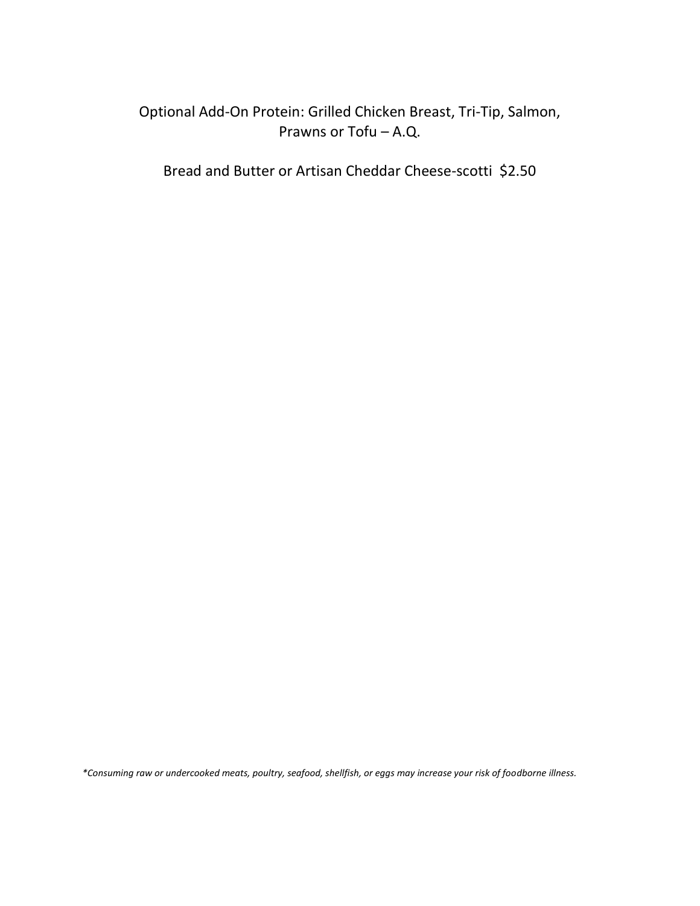Optional Add-On Protein: Grilled Chicken Breast, Tri-Tip, Salmon, Prawns or Tofu – A.Q.

Bread and Butter or Artisan Cheddar Cheese-scotti  $2.50

*\*Consuming raw or undercooked meats, poultry, seafood, shellfish, or eggs may increase your risk of foodborne illness.*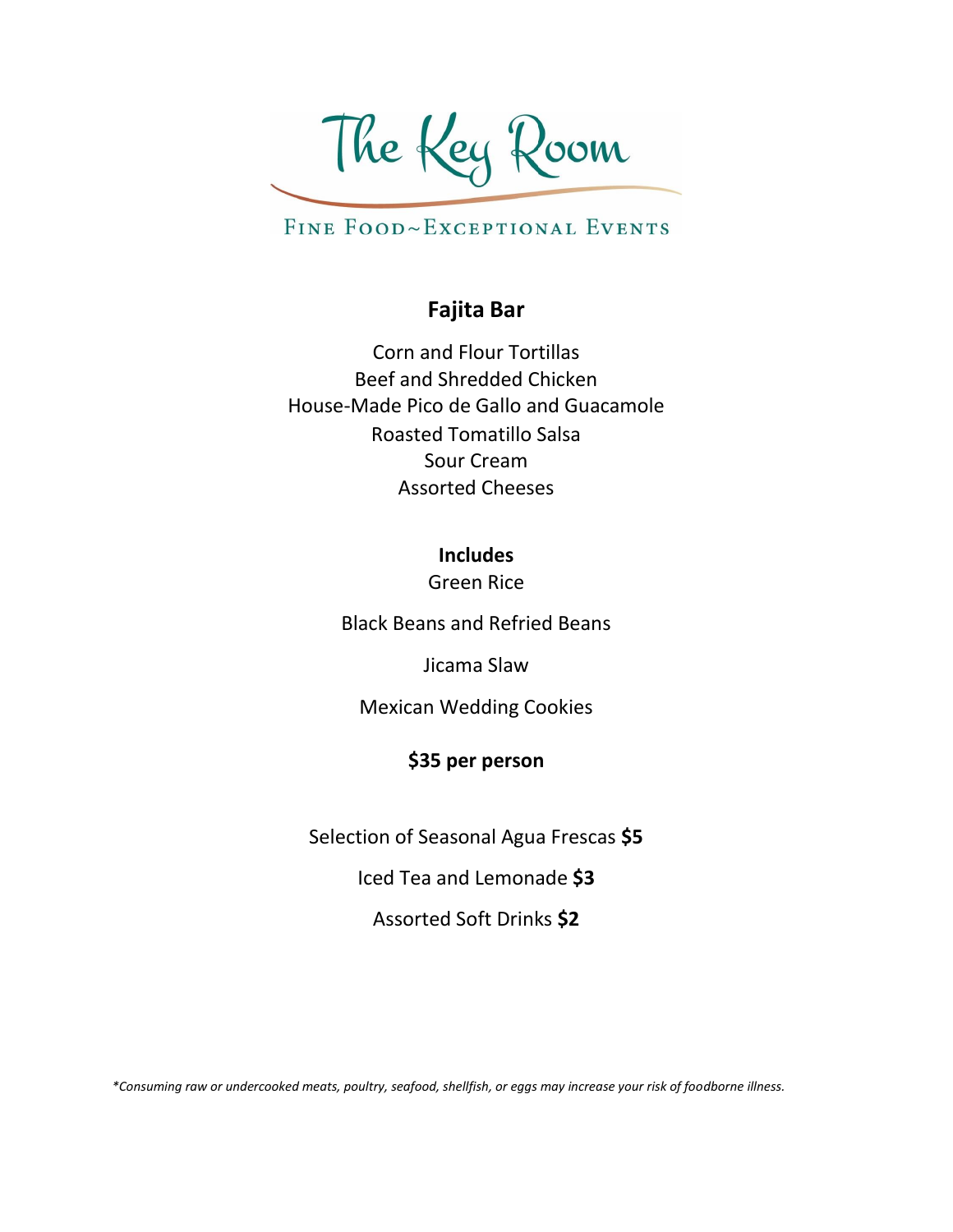# The Key Room

FINE FOOD~EXCEPTIONAL EVENTS

## Fajita Bar

Corn and Flour Tortillas
Beef and Shredded Chicken
House-Made Pico de Gallo and Guacamole
Roasted Tomatillo Salsa
Sour Cream
Assorted Cheeses

**Includes**

Green Rice

Black Beans and Refried Beans

Jicama Slaw

Mexican Wedding Cookies

**$35 per person**

Selection of Seasonal Agua Frescas **$5**

Iced Tea and Lemonade **$3**

Assorted Soft Drinks **$2**

*\*Consuming raw or undercooked meats, poultry, seafood, shellfish, or eggs may increase your risk of foodborne illness.*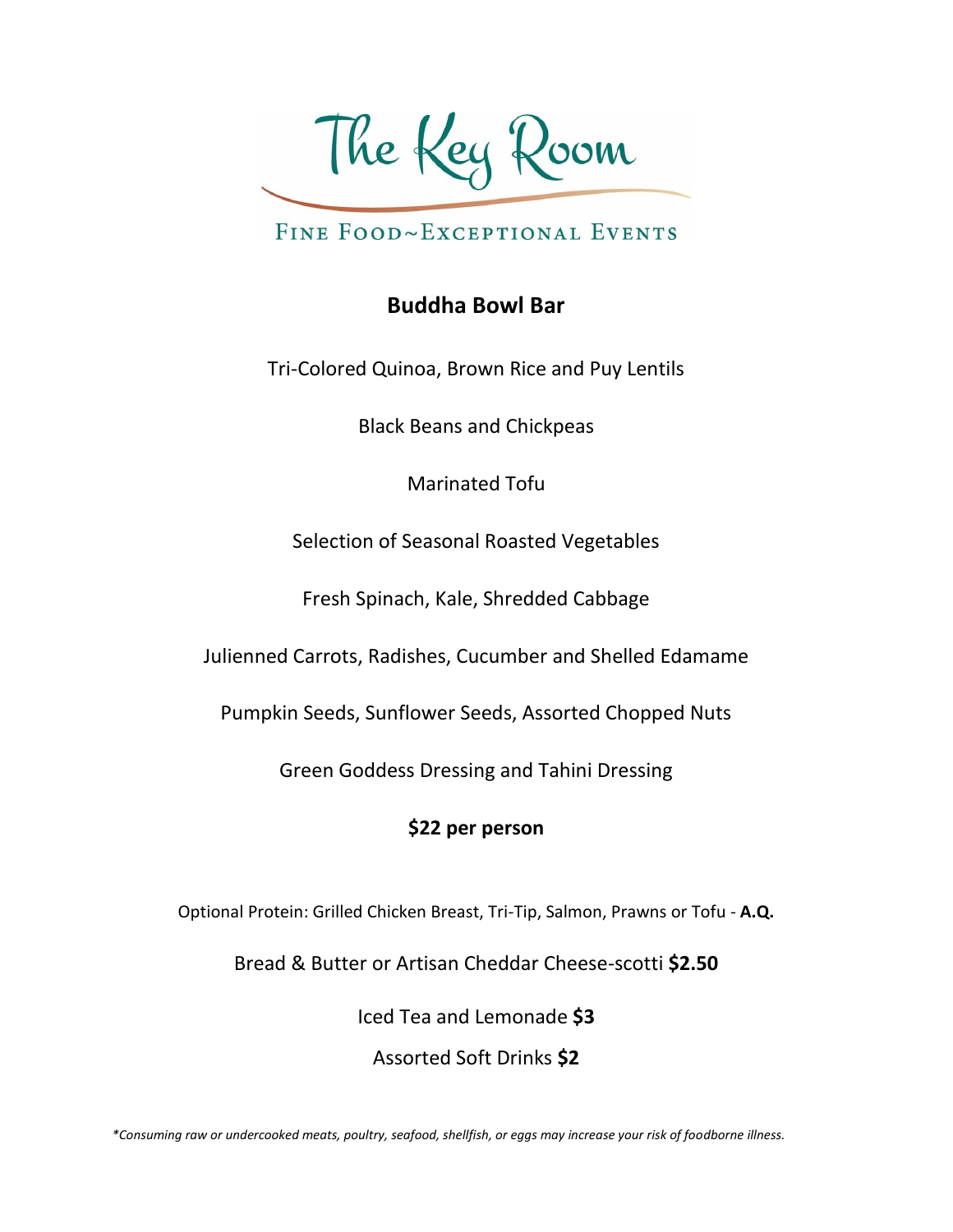# The Key Room

FINE FOOD~EXCEPTIONAL EVENTS

## Buddha Bowl Bar

Tri-Colored Quinoa, Brown Rice and Puy Lentils

Black Beans and Chickpeas

Marinated Tofu

Selection of Seasonal Roasted Vegetables

Fresh Spinach, Kale, Shredded Cabbage

Julienned Carrots, Radishes, Cucumber and Shelled Edamame

Pumpkin Seeds, Sunflower Seeds, Assorted Chopped Nuts

Green Goddess Dressing and Tahini Dressing

**$22 per person**

Optional Protein: Grilled Chicken Breast, Tri-Tip, Salmon, Prawns or Tofu - **A.Q.**

Bread & Butter or Artisan Cheddar Cheese-scotti **$2.50**

Iced Tea and Lemonade **$3**

Assorted Soft Drinks **$2**

*\*Consuming raw or undercooked meats, poultry, seafood, shellfish, or eggs may increase your risk of foodborne illness.*